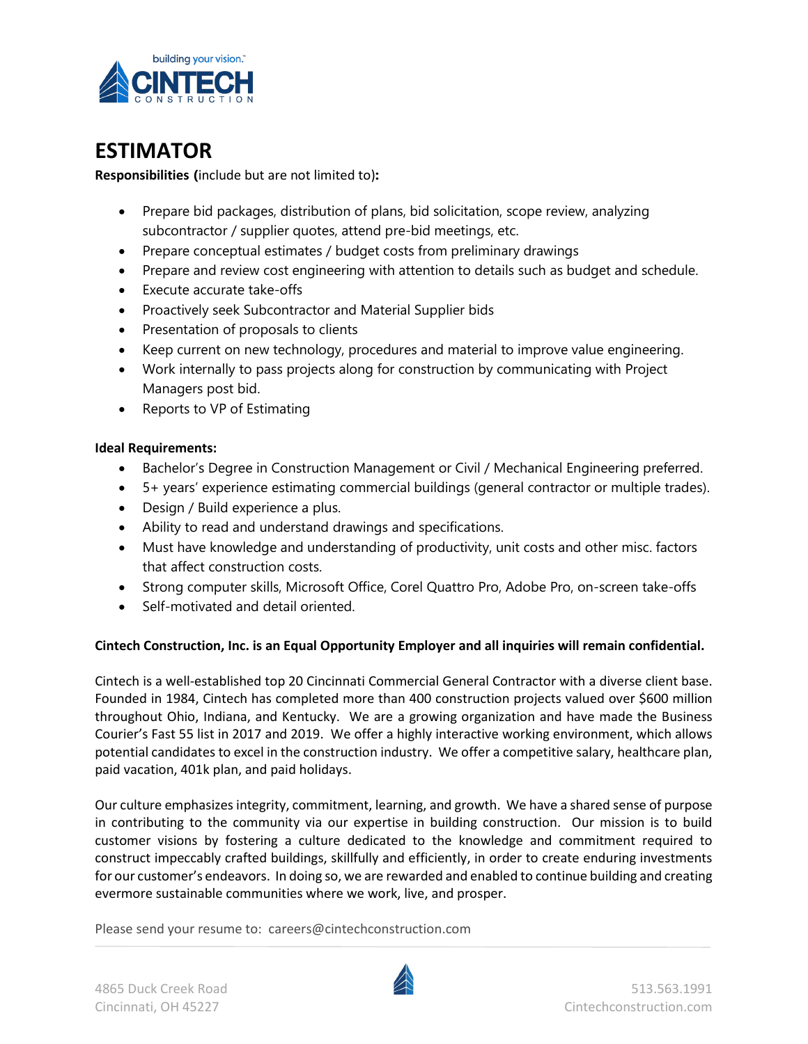# ESTIMATOR

**Responsibilities (**include but are not limited to**):**

- Prepare bid packages, distribution of plans, bid solicitation, scope review, analyzing subcontractor / supplier quotes, attend pre-bid meetings, etc.
- Prepare conceptual estimates / budget costs from preliminary drawings
- Prepare and review cost engineering with attention to details such as budget and schedule.
- Execute accurate take-offs
- Proactively seek Subcontractor and Material Supplier bids
- Presentation of proposals to clients
- Keep current on new technology, procedures and material to improve value engineering.
- Work internally to pass projects along for construction by communicating with Project Managers post bid.
- Reports to VP of Estimating

**Ideal Requirements:**

- Bachelor's Degree in Construction Management or Civil / Mechanical Engineering preferred.
- 5+ years' experience estimating commercial buildings (general contractor or multiple trades).
- Design / Build experience a plus.
- Ability to read and understand drawings and specifications.
- Must have knowledge and understanding of productivity, unit costs and other misc. factors that affect construction costs.
- Strong computer skills, Microsoft Office, Corel Quattro Pro, Adobe Pro, on-screen take-offs
- Self-motivated and detail oriented.

**Cintech Construction, Inc. is an Equal Opportunity Employer and all inquiries will remain confidential.**

Cintech is a well-established top 20 Cincinnati Commercial General Contractor with a diverse client base. Founded in 1984, Cintech has completed more than 400 construction projects valued over $600 million throughout Ohio, Indiana, and Kentucky. We are a growing organization and have made the Business Courier's Fast 55 list in 2017 and 2019. We offer a highly interactive working environment, which allows potential candidates to excel in the construction industry. We offer a competitive salary, healthcare plan, paid vacation, 401k plan, and paid holidays.

Our culture emphasizes integrity, commitment, learning, and growth. We have a shared sense of purpose in contributing to the community via our expertise in building construction. Our mission is to build customer visions by fostering a culture dedicated to the knowledge and commitment required to construct impeccably crafted buildings, skillfully and efficiently, in order to create enduring investments for our customer's endeavors. In doing so, we are rewarded and enabled to continue building and creating evermore sustainable communities where we work, live, and prosper.

Please send your resume to: careers@cintechconstruction.com